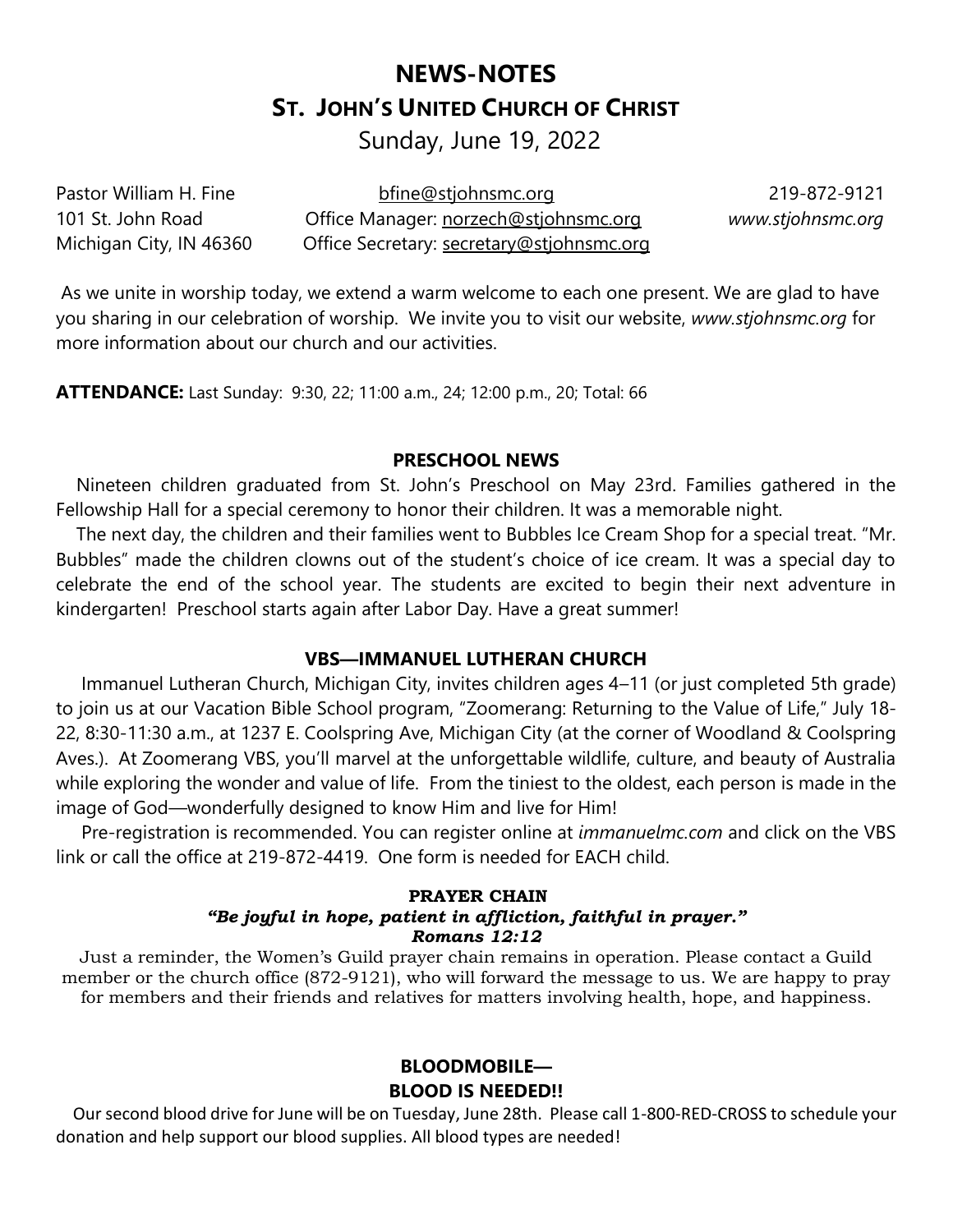# NEWS-NOTES

## ST. JOHN'S UNITED CHURCH OF CHRIST

Sunday, June 19, 2022

Pastor William H. Fine  bfine@stjohnsmc.org  219-872-9121
101 St. John Road  Office Manager: norzech@stjohnsmc.org  *www.stjohnsmc.org*
Michigan City, IN 46360  Office Secretary: secretary@stjohnsmc.org

As we unite in worship today, we extend a warm welcome to each one present. We are glad to have you sharing in our celebration of worship. We invite you to visit our website, *www.stjohnsmc.org* for more information about our church and our activities.

**ATTENDANCE:** Last Sunday: 9:30, 22; 11:00 a.m., 24; 12:00 p.m., 20; Total: 66

### PRESCHOOL NEWS

Nineteen children graduated from St. John's Preschool on May 23rd. Families gathered in the Fellowship Hall for a special ceremony to honor their children. It was a memorable night.

The next day, the children and their families went to Bubbles Ice Cream Shop for a special treat. "Mr. Bubbles" made the children clowns out of the student's choice of ice cream. It was a special day to celebrate the end of the school year. The students are excited to begin their next adventure in kindergarten! Preschool starts again after Labor Day. Have a great summer!

### VBS—IMMANUEL LUTHERAN CHURCH

Immanuel Lutheran Church, Michigan City, invites children ages 4–11 (or just completed 5th grade) to join us at our Vacation Bible School program, "Zoomerang: Returning to the Value of Life," July 18-22, 8:30-11:30 a.m., at 1237 E. Coolspring Ave, Michigan City (at the corner of Woodland & Coolspring Aves.). At Zoomerang VBS, you'll marvel at the unforgettable wildlife, culture, and beauty of Australia while exploring the wonder and value of life. From the tiniest to the oldest, each person is made in the image of God—wonderfully designed to know Him and live for Him!

Pre-registration is recommended. You can register online at *immanuelmc.com* and click on the VBS link or call the office at 219-872-4419. One form is needed for EACH child.

### PRAYER CHAIN

***"Be joyful in hope, patient in affliction, faithful in prayer."***
***Romans 12:12***

Just a reminder, the Women's Guild prayer chain remains in operation. Please contact a Guild member or the church office (872-9121), who will forward the message to us. We are happy to pray for members and their friends and relatives for matters involving health, hope, and happiness.

### BLOODMOBILE— BLOOD IS NEEDED!!

Our second blood drive for June will be on Tuesday, June 28th. Please call 1-800-RED-CROSS to schedule your donation and help support our blood supplies. All blood types are needed!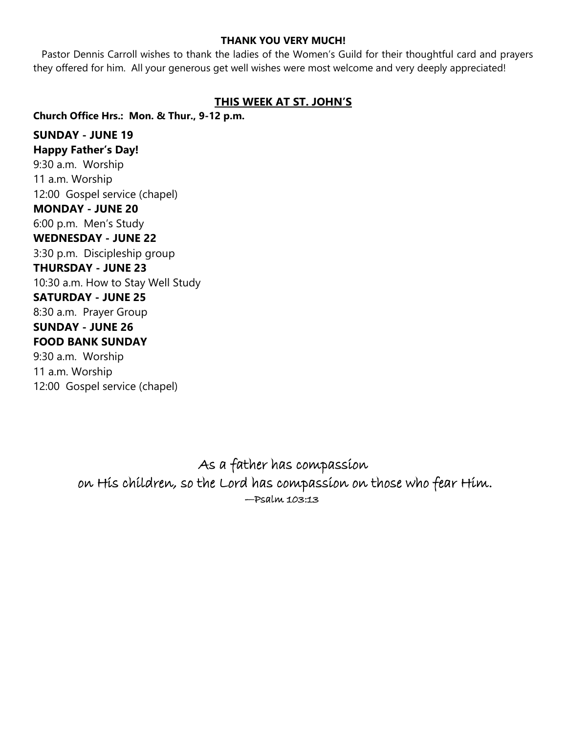**THANK YOU VERY MUCH!**

Pastor Dennis Carroll wishes to thank the ladies of the Women's Guild for their thoughtful card and prayers they offered for him. All your generous get well wishes were most welcome and very deeply appreciated!

## THIS WEEK AT ST. JOHN'S

**Church Office Hrs.: Mon. & Thur., 9-12 p.m.**

**SUNDAY - JUNE 19**
**Happy Father's Day!**
9:30 a.m. Worship
11 a.m. Worship
12:00 Gospel service (chapel)

**MONDAY - JUNE 20**
6:00 p.m. Men's Study

**WEDNESDAY - JUNE 22**
3:30 p.m. Discipleship group

**THURSDAY - JUNE 23**
10:30 a.m. How to Stay Well Study

**SATURDAY - JUNE 25**
8:30 a.m. Prayer Group

**SUNDAY - JUNE 26**
**FOOD BANK SUNDAY**
9:30 a.m. Worship
11 a.m. Worship
12:00 Gospel service (chapel)

As a father has compassion
on His children, so the Lord has compassion on those who fear Him.
—Psalm 103:13